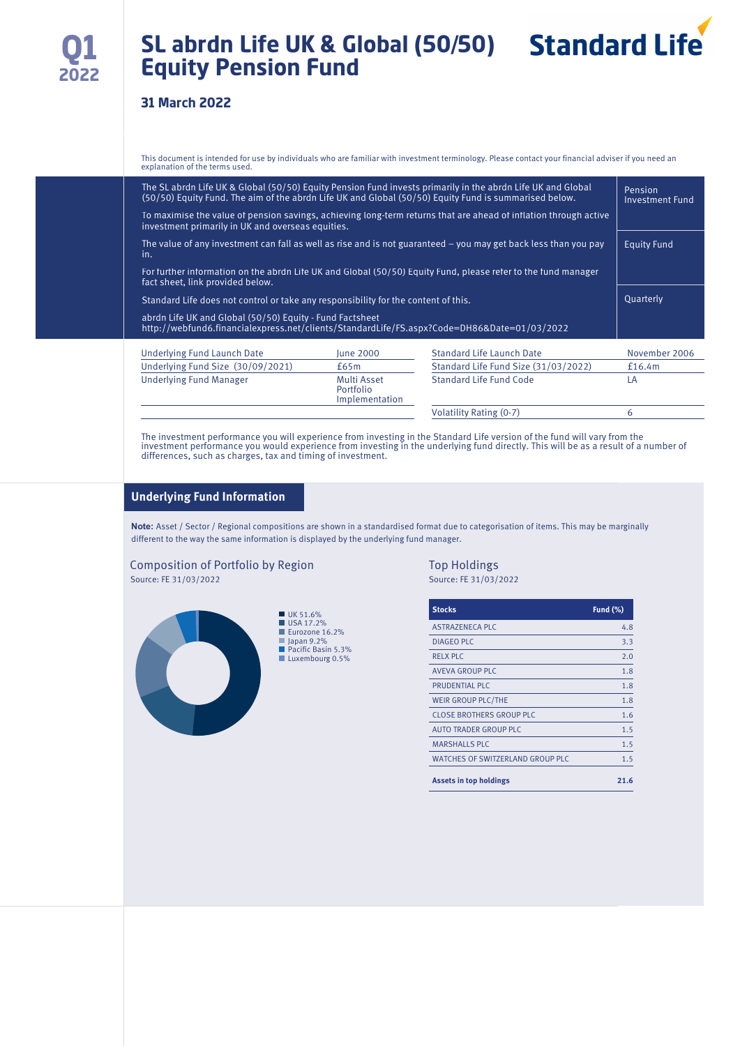# SL abrdn Life UK & Global (50/50) Equity Pension Fund

Q1 2022

Standard Life

## 31 March 2022

This document is intended for use by individuals who are familiar with investment terminology. Please contact your financial adviser if you need an explanation of the terms used.

The SL abrdn Life UK & Global (50/50) Equity Pension Fund invests primarily in the abrdn Life UK and Global (50/50) Equity Fund. The aim of the abrdn Life UK and Global (50/50) Equity Fund is summarised below.

To maximise the value of pension savings, achieving long-term returns that are ahead of inflation through active investment primarily in UK and overseas equities.

The value of any investment can fall as well as rise and is not guaranteed – you may get back less than you pay in.

For further information on the abrdn Life UK and Global (50/50) Equity Fund, please refer to the fund manager fact sheet, link provided below.

Standard Life does not control or take any responsibility for the content of this.

abrdn Life UK and Global (50/50) Equity - Fund Factsheet
http://webfund6.financialexpress.net/clients/StandardLife/FS.aspx?Code=DH86&Date=01/03/2022

Pension Investment Fund

Equity Fund

Quarterly

| | | | |
|---|---|---|---|
| Underlying Fund Launch Date | June 2000 | Standard Life Launch Date | November 2006 |
| Underlying Fund Size (30/09/2021) | £65m | Standard Life Fund Size (31/03/2022) | £16.4m |
| Underlying Fund Manager | Multi Asset Portfolio Implementation | Standard Life Fund Code | LA |
| | | Volatility Rating (0-7) | 6 |

The investment performance you will experience from investing in the Standard Life version of the fund will vary from the investment performance you would experience from investing in the underlying fund directly. This will be as a result of a number of differences, such as charges, tax and timing of investment.

## Underlying Fund Information

**Note:** Asset / Sector / Regional compositions are shown in a standardised format due to categorisation of items. This may be marginally different to the way the same information is displayed by the underlying fund manager.

### Composition of Portfolio by Region

Source: FE 31/03/2022

- UK 51.6%
- USA 17.2%
- Eurozone 16.2%
- Japan 9.2%
- Pacific Basin 5.3%
- Luxembourg 0.5%

### Top Holdings

Source: FE 31/03/2022

| Stocks | Fund (%) |
|---|---|
| ASTRAZENECA PLC | 4.8 |
| DIAGEO PLC | 3.3 |
| RELX PLC | 2.0 |
| AVEVA GROUP PLC | 1.8 |
| PRUDENTIAL PLC | 1.8 |
| WEIR GROUP PLC/THE | 1.8 |
| CLOSE BROTHERS GROUP PLC | 1.6 |
| AUTO TRADER GROUP PLC | 1.5 |
| MARSHALLS PLC | 1.5 |
| WATCHES OF SWITZERLAND GROUP PLC | 1.5 |
| **Assets in top holdings** | **21.6** |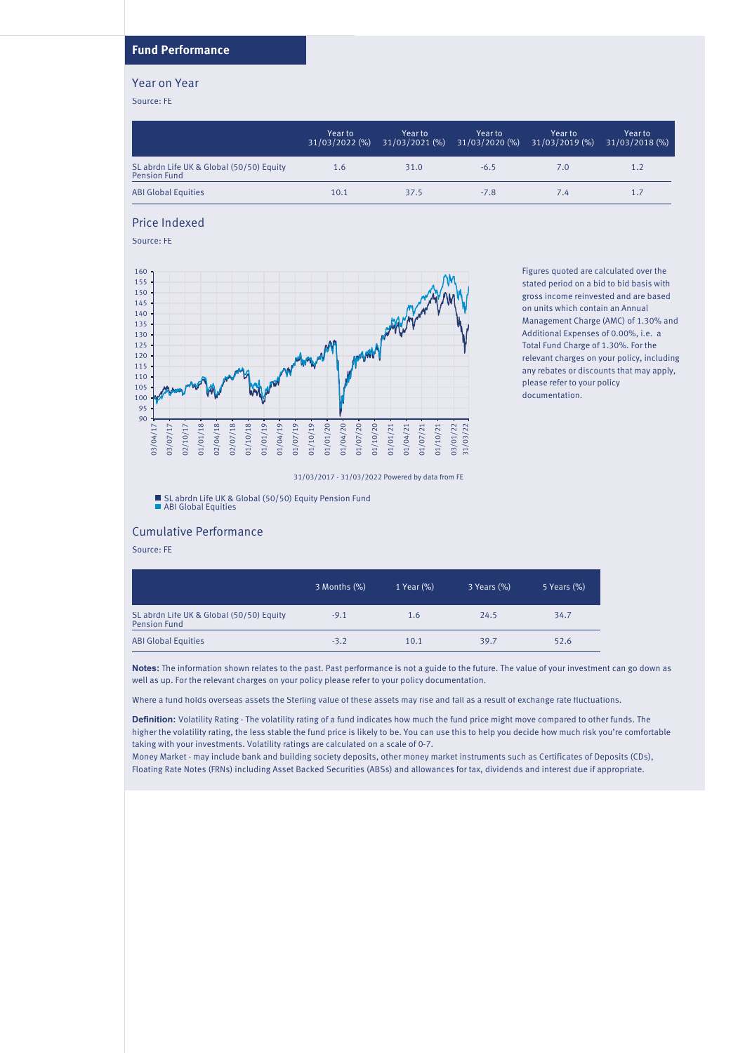## Fund Performance

### Year on Year

Source: FE

| | Year to 31/03/2022 (%) | Year to 31/03/2021 (%) | Year to 31/03/2020 (%) | Year to 31/03/2019 (%) | Year to 31/03/2018 (%) |
|---|---|---|---|---|---|
| SL abrdn Life UK & Global (50/50) Equity Pension Fund | 1.6 | 31.0 | -6.5 | 7.0 | 1.2 |
| ABI Global Equities | 10.1 | 37.5 | -7.8 | 7.4 | 1.7 |

### Price Indexed

Source: FE

31/03/2017 - 31/03/2022 Powered by data from FE

- SL abrdn Life UK & Global (50/50) Equity Pension Fund
- ABI Global Equities

Figures quoted are calculated over the stated period on a bid to bid basis with gross income reinvested and are based on units which contain an Annual Management Charge (AMC) of 1.30% and Additional Expenses of 0.00%, i.e. a Total Fund Charge of 1.30%. For the relevant charges on your policy, including any rebates or discounts that may apply, please refer to your policy documentation.

### Cumulative Performance

Source: FE

| | 3 Months (%) | 1 Year (%) | 3 Years (%) | 5 Years (%) |
|---|---|---|---|---|
| SL abrdn Life UK & Global (50/50) Equity Pension Fund | -9.1 | 1.6 | 24.5 | 34.7 |
| ABI Global Equities | -3.2 | 10.1 | 39.7 | 52.6 |

**Notes:** The information shown relates to the past. Past performance is not a guide to the future. The value of your investment can go down as well as up. For the relevant charges on your policy please refer to your policy documentation.

Where a fund holds overseas assets the Sterling value of these assets may rise and fall as a result of exchange rate fluctuations.

**Definition:** Volatility Rating - The volatility rating of a fund indicates how much the fund price might move compared to other funds. The higher the volatility rating, the less stable the fund price is likely to be. You can use this to help you decide how much risk you're comfortable taking with your investments. Volatility ratings are calculated on a scale of 0-7.

Money Market - may include bank and building society deposits, other money market instruments such as Certificates of Deposits (CDs), Floating Rate Notes (FRNs) including Asset Backed Securities (ABSs) and allowances for tax, dividends and interest due if appropriate.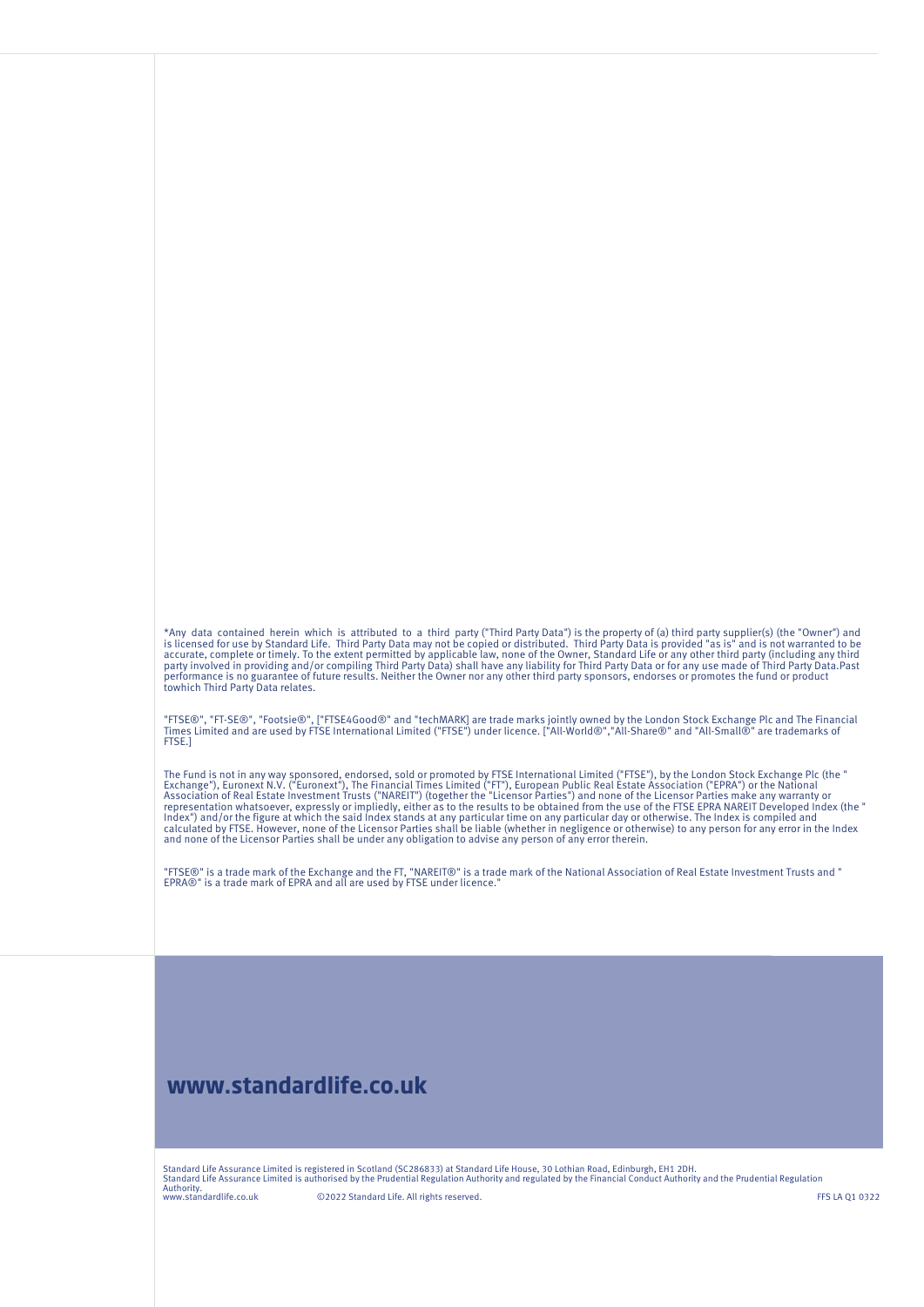*Any data contained herein which is attributed to a third party ("Third Party Data") is the property of (a) third party supplier(s) (the "Owner") and is licensed for use by Standard Life. Third Party Data may not be copied or distributed. Third Party Data is provided "as is" and is not warranted to be accurate, complete or timely. To the extent permitted by applicable law, none of the Owner, Standard Life or any other third party (including any third party involved in providing and/or compiling Third Party Data) shall have any liability for Third Party Data or for any use made of Third Party Data.Past performance is no guarantee of future results. Neither the Owner nor any other third party sponsors, endorses or promotes the fund or product towhich Third Party Data relates.

"FTSE®", "FT-SE®", "Footsie®", ["FTSE4Good®" and "techMARK] are trade marks jointly owned by the London Stock Exchange Plc and The Financial Times Limited and are used by FTSE International Limited ("FTSE") under licence. ["All-World®","All-Share®" and "All-Small®" are trademarks of FTSE.]

The Fund is not in any way sponsored, endorsed, sold or promoted by FTSE International Limited ("FTSE"), by the London Stock Exchange Plc (the " Exchange"), Euronext N.V. ("Euronext"), The Financial Times Limited ("FT"), European Public Real Estate Association ("EPRA") or the National Association of Real Estate Investment Trusts ("NAREIT") (together the "Licensor Parties") and none of the Licensor Parties make any warranty or representation whatsoever, expressly or impliedly, either as to the results to be obtained from the use of the FTSE EPRA NAREIT Developed Index (the " Index") and/or the figure at which the said Index stands at any particular time on any particular day or otherwise. The Index is compiled and calculated by FTSE. However, none of the Licensor Parties shall be liable (whether in negligence or otherwise) to any person for any error in the Index and none of the Licensor Parties shall be under any obligation to advise any person of any error therein.

"FTSE®" is a trade mark of the Exchange and the FT, "NAREIT®" is a trade mark of the National Association of Real Estate Investment Trusts and " EPRA®" is a trade mark of EPRA and all are used by FTSE under licence."

## www.standardlife.co.uk

Standard Life Assurance Limited is registered in Scotland (SC286833) at Standard Life House, 30 Lothian Road, Edinburgh, EH1 2DH.
Standard Life Assurance Limited is authorised by the Prudential Regulation Authority and regulated by the Financial Conduct Authority and the Prudential Regulation Authority.
www.standardlife.co.uk ©2022 Standard Life. All rights reserved. FFS LA Q1 0322